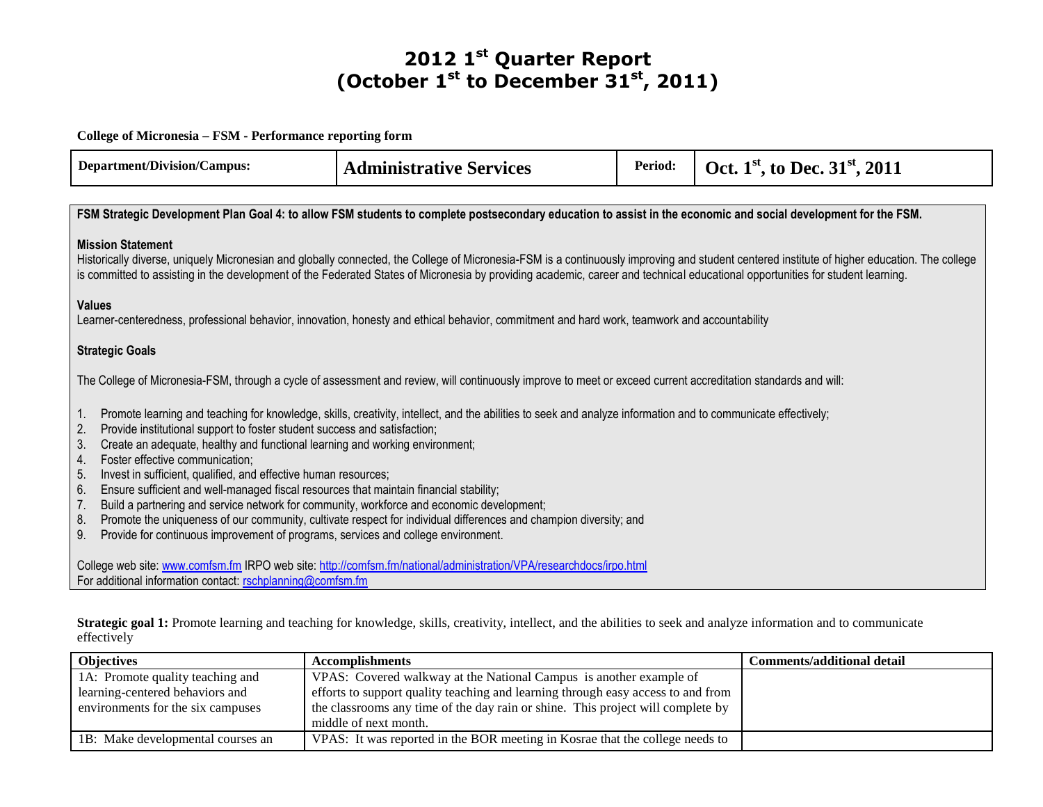# 2012 1st Quarter Report
# (October 1st to December 31st, 2011)

**College of Micronesia – FSM - Performance reporting form**

| Department/Division/Campus: | Administrative Services | Period: | Oct. 1st, to Dec. 31st, 2011 |
|---|---|---|---|

**FSM Strategic Development Plan Goal 4: to allow FSM students to complete postsecondary education to assist in the economic and social development for the FSM.**

**Mission Statement**

Historically diverse, uniquely Micronesian and globally connected, the College of Micronesia-FSM is a continuously improving and student centered institute of higher education. The college is committed to assisting in the development of the Federated States of Micronesia by providing academic, career and technical educational opportunities for student learning.

**Values**

Learner-centeredness, professional behavior, innovation, honesty and ethical behavior, commitment and hard work, teamwork and accountability

**Strategic Goals**

The College of Micronesia-FSM, through a cycle of assessment and review, will continuously improve to meet or exceed current accreditation standards and will:

1. Promote learning and teaching for knowledge, skills, creativity, intellect, and the abilities to seek and analyze information and to communicate effectively;
2. Provide institutional support to foster student success and satisfaction;
3. Create an adequate, healthy and functional learning and working environment;
4. Foster effective communication;
5. Invest in sufficient, qualified, and effective human resources;
6. Ensure sufficient and well-managed fiscal resources that maintain financial stability;
7. Build a partnering and service network for community, workforce and economic development;
8. Promote the uniqueness of our community, cultivate respect for individual differences and champion diversity; and
9. Provide for continuous improvement of programs, services and college environment.

College web site: www.comfsm.fm IRPO web site: http://comfsm.fm/national/administration/VPA/researchdocs/irpo.html
For additional information contact: rschplanning@comfsm.fm

**Strategic goal 1:** Promote learning and teaching for knowledge, skills, creativity, intellect, and the abilities to seek and analyze information and to communicate effectively

| Objectives | Accomplishments | Comments/additional detail |
|---|---|---|
| 1A: Promote quality teaching and learning-centered behaviors and environments for the six campuses | VPAS: Covered walkway at the National Campus is another example of efforts to support quality teaching and learning through easy access to and from the classrooms any time of the day rain or shine. This project will complete by middle of next month. | |
| 1B: Make developmental courses an | VPAS: It was reported in the BOR meeting in Kosrae that the college needs to | |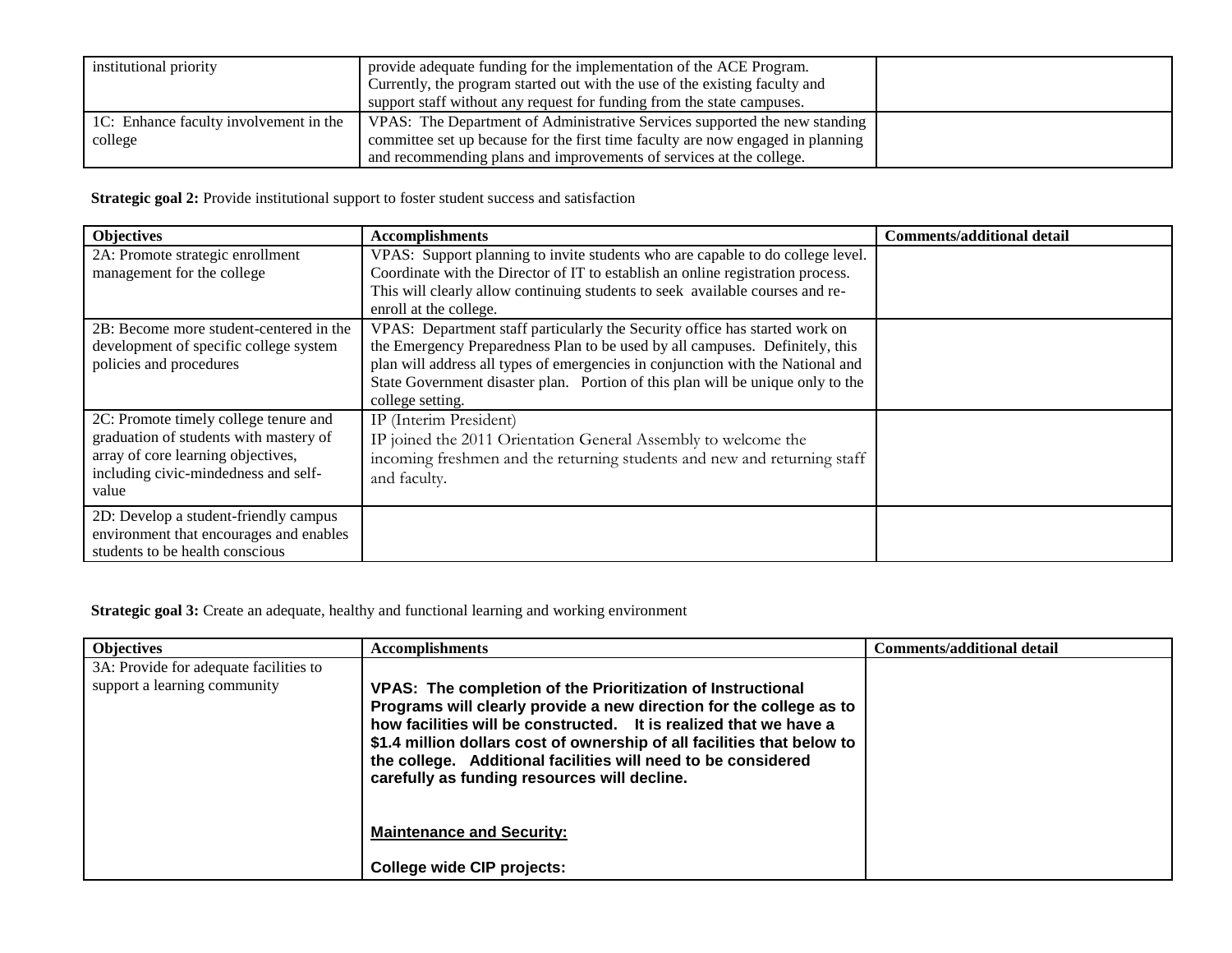| | | |
|---|---|---|
| institutional priority | provide adequate funding for the implementation of the ACE Program. Currently, the program started out with the use of the existing faculty and support staff without any request for funding from the state campuses. | |
| 1C: Enhance faculty involvement in the college | VPAS: The Department of Administrative Services supported the new standing committee set up because for the first time faculty are now engaged in planning and recommending plans and improvements of services at the college. | |

**Strategic goal 2:** Provide institutional support to foster student success and satisfaction

| Objectives | Accomplishments | Comments/additional detail |
|---|---|---|
| 2A: Promote strategic enrollment management for the college | VPAS: Support planning to invite students who are capable to do college level. Coordinate with the Director of IT to establish an online registration process. This will clearly allow continuing students to seek available courses and re-enroll at the college. | |
| 2B: Become more student-centered in the development of specific college system policies and procedures | VPAS: Department staff particularly the Security office has started work on the Emergency Preparedness Plan to be used by all campuses. Definitely, this plan will address all types of emergencies in conjunction with the National and State Government disaster plan. Portion of this plan will be unique only to the college setting. | |
| 2C: Promote timely college tenure and graduation of students with mastery of array of core learning objectives, including civic-mindedness and self-value | IP (Interim President)<br>IP joined the 2011 Orientation General Assembly to welcome the incoming freshmen and the returning students and new and returning staff and faculty. | |
| 2D: Develop a student-friendly campus environment that encourages and enables students to be health conscious | | |

**Strategic goal 3:** Create an adequate, healthy and functional learning and working environment

| Objectives | Accomplishments | Comments/additional detail |
|---|---|---|
| 3A: Provide for adequate facilities to support a learning community | **VPAS: The completion of the Prioritization of Instructional Programs will clearly provide a new direction for the college as to how facilities will be constructed. It is realized that we have a $1.4 million dollars cost of ownership of all facilities that below to the college. Additional facilities will need to be considered carefully as funding resources will decline.**<br><br>**<u>Maintenance and Security:</u>**<br><br>**College wide CIP projects:** | |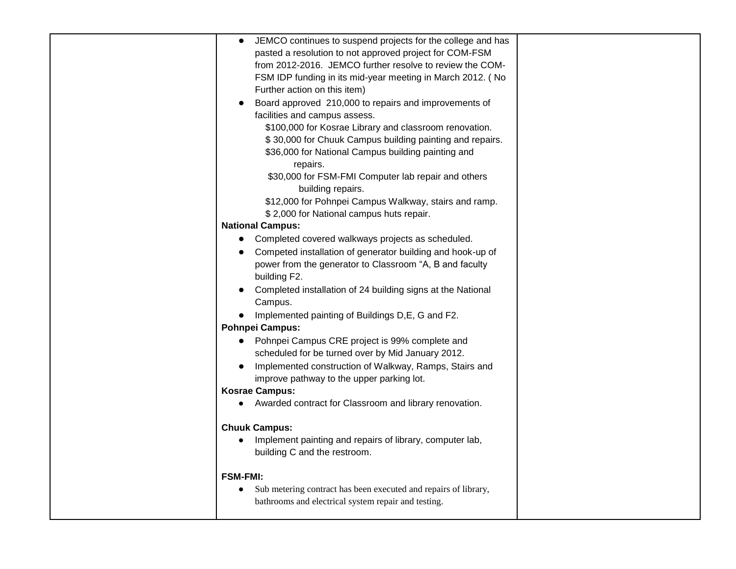| | | |
|---|---|---|
| | • JEMCO continues to suspend projects for the college and has pasted a resolution to not approved project for COM-FSM from 2012-2016. JEMCO further resolve to review the COM-FSM IDP funding in its mid-year meeting in March 2012. ( No Further action on this item)<br>• Board approved 210,000 to repairs and improvements of facilities and campus assess.<br>$100,000 for Kosrae Library and classroom renovation.<br>$ 30,000 for Chuuk Campus building painting and repairs.<br>$36,000 for National Campus building painting and repairs.<br>$30,000 for FSM-FMI Computer lab repair and others building repairs.<br>$12,000 for Pohnpei Campus Walkway, stairs and ramp.<br>$ 2,000 for National campus huts repair.<br>**National Campus:**<br>• Completed covered walkways projects as scheduled.<br>• Competed installation of generator building and hook-up of power from the generator to Classroom "A, B and faculty building F2.<br>• Completed installation of 24 building signs at the National Campus.<br>• Implemented painting of Buildings D,E, G and F2.<br>**Pohnpei Campus:**<br>• Pohnpei Campus CRE project is 99% complete and scheduled for be turned over by Mid January 2012.<br>• Implemented construction of Walkway, Ramps, Stairs and improve pathway to the upper parking lot.<br>**Kosrae Campus:**<br>• Awarded contract for Classroom and library renovation.<br><br>**Chuuk Campus:**<br>• Implement painting and repairs of library, computer lab, building C and the restroom.<br><br>**FSM-FMI:**<br>• Sub metering contract has been executed and repairs of library, bathrooms and electrical system repair and testing. | |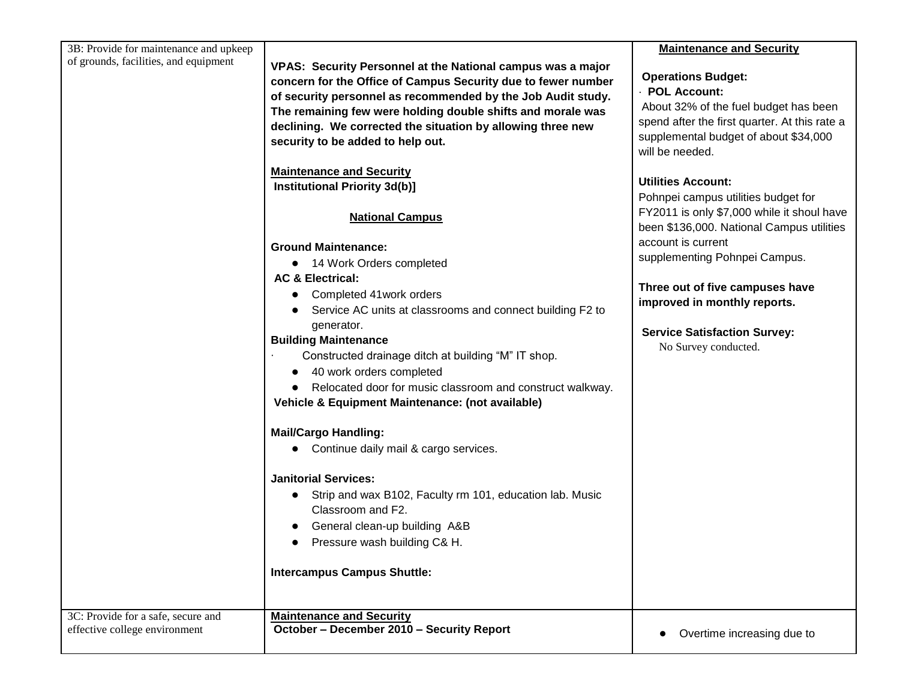| | | |
|---|---|---|
| 3B: Provide for maintenance and upkeep of grounds, facilities, and equipment | **VPAS: Security Personnel at the National campus was a major concern for the Office of Campus Security due to fewer number of security personnel as recommended by the Job Audit study. The remaining few were holding double shifts and morale was declining. We corrected the situation by allowing three new security to be added to help out.**<br><br>**Maintenance and Security**<br>**Institutional Priority 3d(b)]**<br><br>**National Campus**<br><br>**Ground Maintenance:**<br>● 14 Work Orders completed<br>**AC & Electrical:**<br>● Completed 41work orders<br>● Service AC units at classrooms and connect building F2 to generator.<br>**Building Maintenance**<br>· Constructed drainage ditch at building "M" IT shop.<br>● 40 work orders completed<br>● Relocated door for music classroom and construct walkway.<br>**Vehicle & Equipment Maintenance: (not available)**<br><br>**Mail/Cargo Handling:**<br>● Continue daily mail & cargo services.<br><br>**Janitorial Services:**<br>● Strip and wax B102, Faculty rm 101, education lab. Music Classroom and F2.<br>● General clean-up building A&B<br>● Pressure wash building C& H.<br><br>**Intercampus Campus Shuttle:** | **Maintenance and Security**<br><br>**Operations Budget:**<br>· **POL Account:**<br>About 32% of the fuel budget has been spend after the first quarter. At this rate a supplemental budget of about $34,000 will be needed.<br><br>**Utilities Account:**<br>Pohnpei campus utilities budget for FY2011 is only $7,000 while it shoul have been $136,000. National Campus utilities account is current supplementing Pohnpei Campus.<br><br>**Three out of five campuses have improved in monthly reports.**<br><br>**Service Satisfaction Survey:**<br>No Survey conducted. |
| 3C: Provide for a safe, secure and effective college environment | **Maintenance and Security**<br>**October – December 2010 – Security Report** | ● Overtime increasing due to |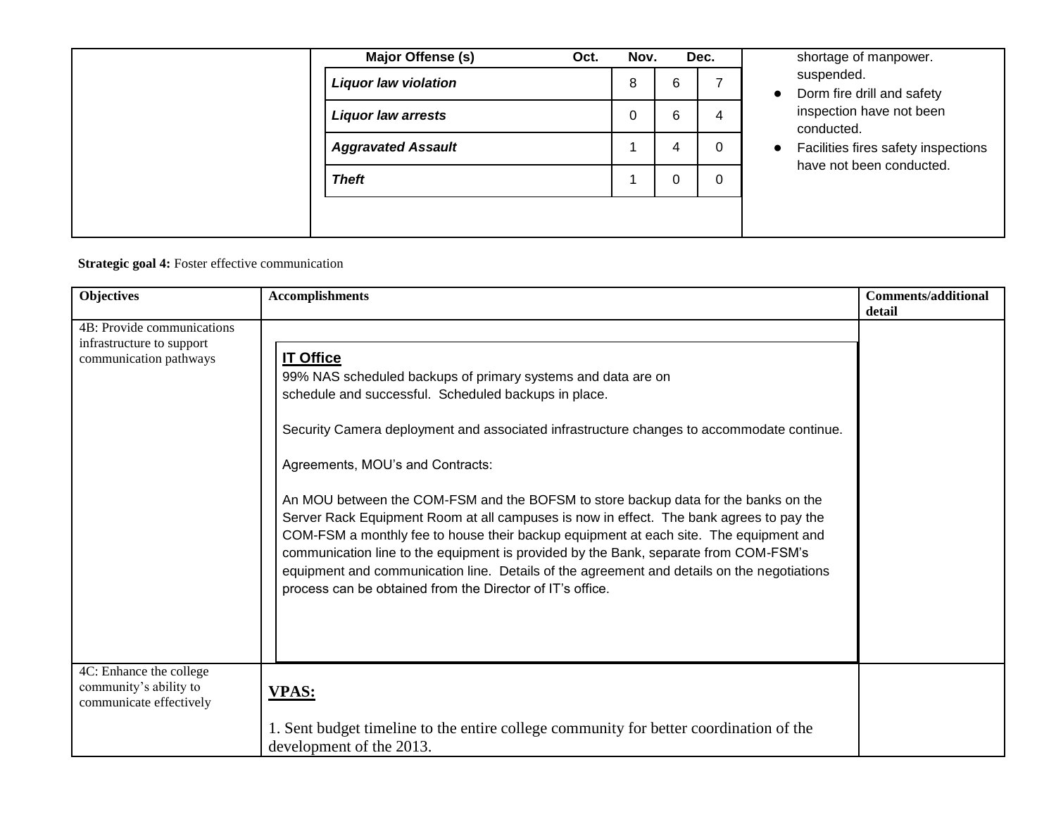| | Major Offense (s) | Oct. | Nov. | Dec. | shortage of manpower. suspended. |
|---|---|---|---|---|---|
| | *Liquor law violation* | 8 | 6 | 7 | ● Dorm fire drill and safety inspection have not been conducted. |
| | *Liquor law arrests* | 0 | 6 | 4 | ● Facilities fires safety inspections have not been conducted. |
| | *Aggravated Assault* | 1 | 4 | 0 | |
| | *Theft* | 1 | 0 | 0 | |

**Strategic goal 4:** Foster effective communication

| Objectives | Accomplishments | Comments/additional detail |
|---|---|---|
| 4B: Provide communications infrastructure to support communication pathways | **IT Office**<br>99% NAS scheduled backups of primary systems and data are on schedule and successful. Scheduled backups in place.<br><br>Security Camera deployment and associated infrastructure changes to accommodate continue.<br><br>Agreements, MOU's and Contracts:<br><br>An MOU between the COM-FSM and the BOFSM to store backup data for the banks on the Server Rack Equipment Room at all campuses is now in effect. The bank agrees to pay the COM-FSM a monthly fee to house their backup equipment at each site. The equipment and communication line to the equipment is provided by the Bank, separate from COM-FSM's equipment and communication line. Details of the agreement and details on the negotiations process can be obtained from the Director of IT's office. | |
| 4C: Enhance the college community's ability to communicate effectively | **VPAS:**<br><br>1. Sent budget timeline to the entire college community for better coordination of the development of the 2013. | |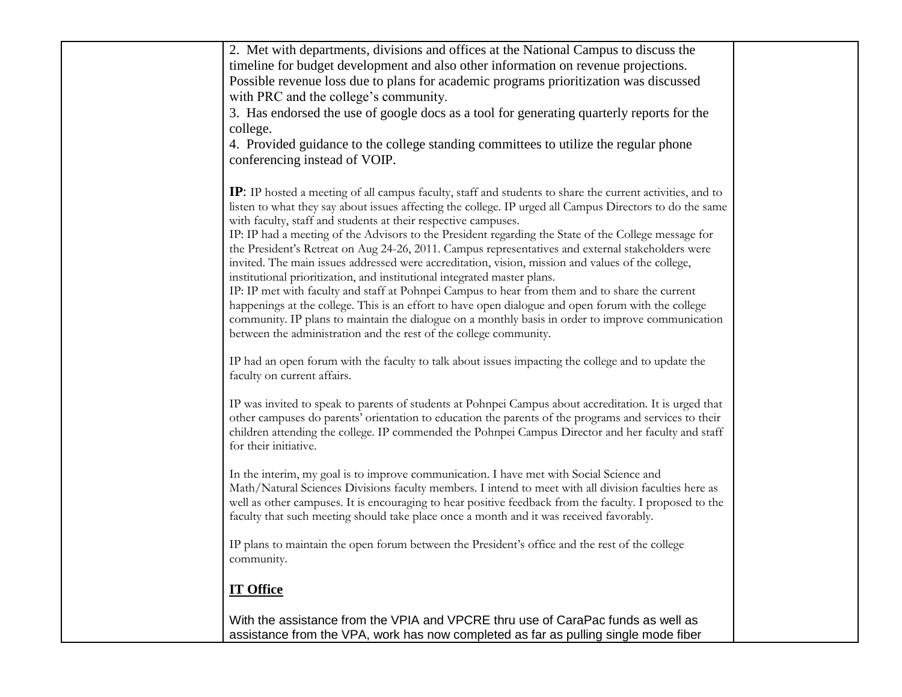| | | |
|---|---|---|
| | 2. Met with departments, divisions and offices at the National Campus to discuss the timeline for budget development and also other information on revenue projections. Possible revenue loss due to plans for academic programs prioritization was discussed with PRC and the college's community.<br>3. Has endorsed the use of google docs as a tool for generating quarterly reports for the college.<br>4. Provided guidance to the college standing committees to utilize the regular phone conferencing instead of VOIP.<br><br>**IP**: IP hosted a meeting of all campus faculty, staff and students to share the current activities, and to listen to what they say about issues affecting the college. IP urged all Campus Directors to do the same with faculty, staff and students at their respective campuses.<br>IP: IP had a meeting of the Advisors to the President regarding the State of the College message for the President's Retreat on Aug 24-26, 2011. Campus representatives and external stakeholders were invited. The main issues addressed were accreditation, vision, mission and values of the college, institutional prioritization, and institutional integrated master plans.<br>IP: IP met with faculty and staff at Pohnpei Campus to hear from them and to share the current happenings at the college. This is an effort to have open dialogue and open forum with the college community. IP plans to maintain the dialogue on a monthly basis in order to improve communication between the administration and the rest of the college community.<br><br>IP had an open forum with the faculty to talk about issues impacting the college and to update the faculty on current affairs.<br><br>IP was invited to speak to parents of students at Pohnpei Campus about accreditation. It is urged that other campuses do parents' orientation to education the parents of the programs and services to their children attending the college. IP commended the Pohnpei Campus Director and her faculty and staff for their initiative.<br><br>In the interim, my goal is to improve communication. I have met with Social Science and Math/Natural Sciences Divisions faculty members. I intend to meet with all division faculties here as well as other campuses. It is encouraging to hear positive feedback from the faculty. I proposed to the faculty that such meeting should take place once a month and it was received favorably.<br><br>IP plans to maintain the open forum between the President's office and the rest of the college community.<br><br>**IT Office**<br><br>With the assistance from the VPIA and VPCRE thru use of CaraPac funds as well as assistance from the VPA, work has now completed as far as pulling single mode fiber | |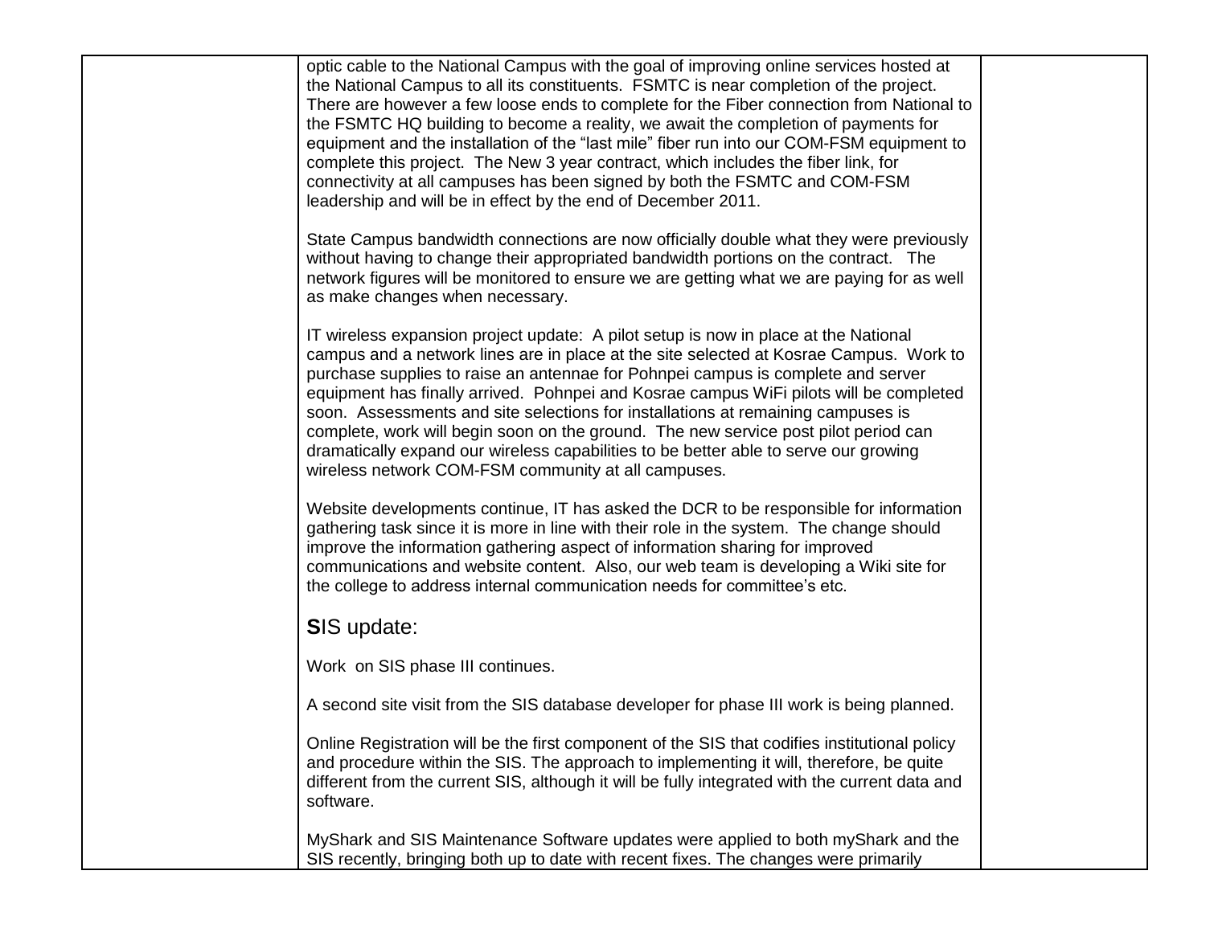| | optic cable to the National Campus with the goal of improving online services hosted at the National Campus to all its constituents. FSMTC is near completion of the project. There are however a few loose ends to complete for the Fiber connection from National to the FSMTC HQ building to become a reality, we await the completion of payments for equipment and the installation of the "last mile" fiber run into our COM-FSM equipment to complete this project. The New 3 year contract, which includes the fiber link, for connectivity at all campuses has been signed by both the FSMTC and COM-FSM leadership and will be in effect by the end of December 2011.<br><br>State Campus bandwidth connections are now officially double what they were previously without having to change their appropriated bandwidth portions on the contract. The network figures will be monitored to ensure we are getting what we are paying for as well as make changes when necessary.<br><br>IT wireless expansion project update: A pilot setup is now in place at the National campus and a network lines are in place at the site selected at Kosrae Campus. Work to purchase supplies to raise an antennae for Pohnpei campus is complete and server equipment has finally arrived. Pohnpei and Kosrae campus WiFi pilots will be completed soon. Assessments and site selections for installations at remaining campuses is complete, work will begin soon on the ground. The new service post pilot period can dramatically expand our wireless capabilities to be better able to serve our growing wireless network COM-FSM community at all campuses.<br><br>Website developments continue, IT has asked the DCR to be responsible for information gathering task since it is more in line with their role in the system. The change should improve the information gathering aspect of information sharing for improved communications and website content. Also, our web team is developing a Wiki site for the college to address internal communication needs for committee's etc.<br><br>**S**IS update:<br><br>Work on SIS phase III continues.<br><br>A second site visit from the SIS database developer for phase III work is being planned.<br><br>Online Registration will be the first component of the SIS that codifies institutional policy and procedure within the SIS. The approach to implementing it will, therefore, be quite different from the current SIS, although it will be fully integrated with the current data and software.<br><br>MyShark and SIS Maintenance Software updates were applied to both myShark and the SIS recently, bringing both up to date with recent fixes. The changes were primarily | |
|---|---|---|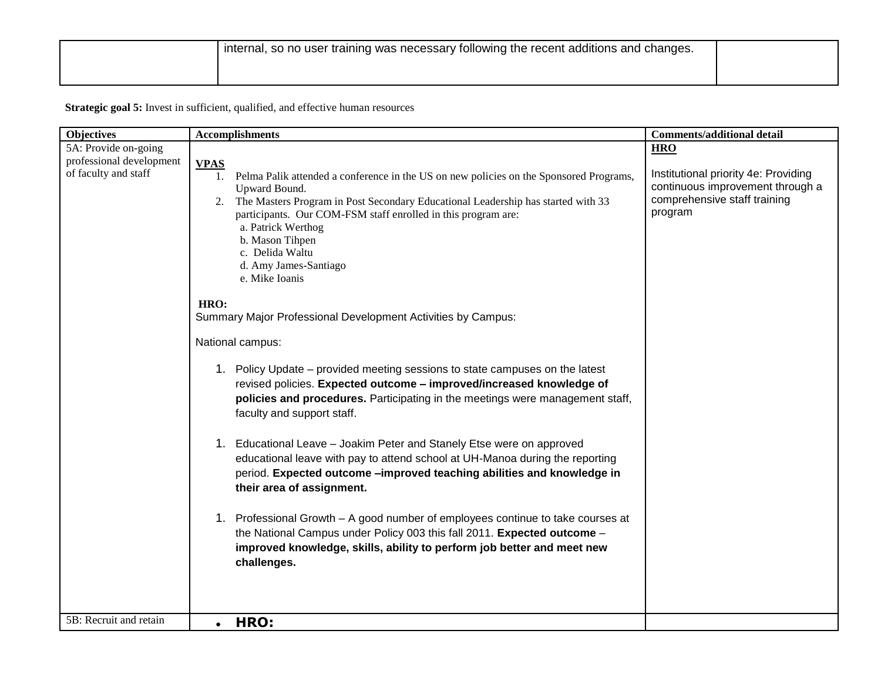| | internal, so no user training was necessary following the recent additions and changes. | |
|---|---|---|

**Strategic goal 5:** Invest in sufficient, qualified, and effective human resources

| Objectives | Accomplishments | Comments/additional detail |
|---|---|---|
| 5A: Provide on-going professional development of faculty and staff | **VPAS**<br>1. Pelma Palik attended a conference in the US on new policies on the Sponsored Programs, Upward Bound.<br>2. The Masters Program in Post Secondary Educational Leadership has started with 33 participants. Our COM-FSM staff enrolled in this program are:<br>a. Patrick Werthog<br>b. Mason Tihpen<br>c. Delida Waltu<br>d. Amy James-Santiago<br>e. Mike Ioanis<br><br>**HRO:**<br>Summary Major Professional Development Activities by Campus:<br><br>National campus:<br><br>1. Policy Update – provided meeting sessions to state campuses on the latest revised policies. **Expected outcome – improved/increased knowledge of policies and procedures.** Participating in the meetings were management staff, faculty and support staff.<br><br>1. Educational Leave – Joakim Peter and Stanely Etse were on approved educational leave with pay to attend school at UH-Manoa during the reporting period. **Expected outcome –improved teaching abilities and knowledge in their area of assignment.**<br><br>1. Professional Growth – A good number of employees continue to take courses at the National Campus under Policy 003 this fall 2011. **Expected outcome** – **improved knowledge, skills, ability to perform job better and meet new challenges.** | **HRO**<br><br>Institutional priority 4e: Providing continuous improvement through a comprehensive staff training program |
| 5B: Recruit and retain | • **HRO:** | |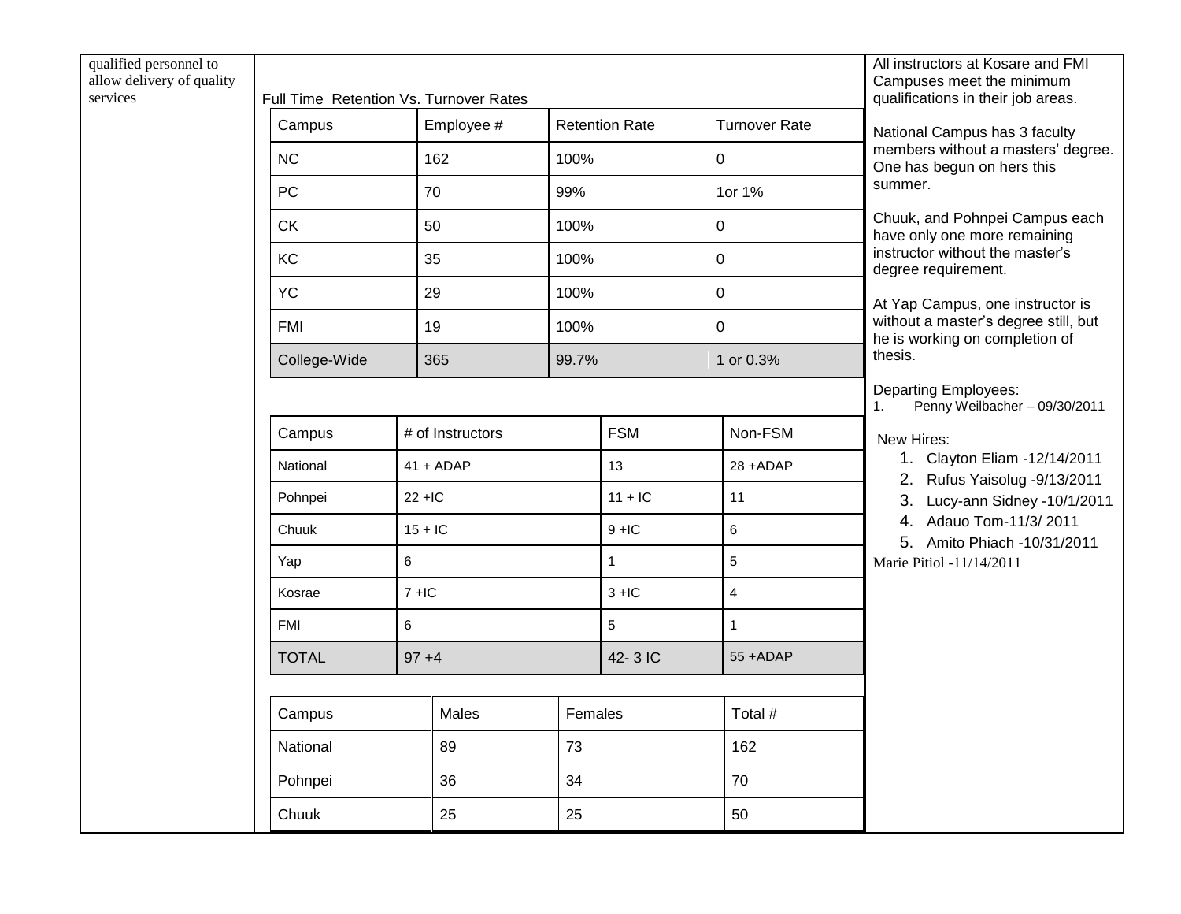qualified personnel to allow delivery of quality services

Full Time Retention Vs. Turnover Rates

| Campus | Employee # | Retention Rate | Turnover Rate |
|---|---|---|---|
| NC | 162 | 100% | 0 |
| PC | 70 | 99% | 1or 1% |
| CK | 50 | 100% | 0 |
| KC | 35 | 100% | 0 |
| YC | 29 | 100% | 0 |
| FMI | 19 | 100% | 0 |
| College-Wide | 365 | 99.7% | 1 or 0.3% |

| Campus | # of Instructors | FSM | Non-FSM |
|---|---|---|---|
| National | 41 + ADAP | 13 | 28 +ADAP |
| Pohnpei | 22 +IC | 11 + IC | 11 |
| Chuuk | 15 + IC | 9 +IC | 6 |
| Yap | 6 | 1 | 5 |
| Kosrae | 7 +IC | 3 +IC | 4 |
| FMI | 6 | 5 | 1 |
| TOTAL | 97 +4 | 42- 3 IC | 55 +ADAP |

| Campus | Males | Females | Total # |
|---|---|---|---|
| National | 89 | 73 | 162 |
| Pohnpei | 36 | 34 | 70 |
| Chuuk | 25 | 25 | 50 |

All instructors at Kosare and FMI Campuses meet the minimum qualifications in their job areas.

National Campus has 3 faculty members without a masters' degree. One has begun on hers this summer.

Chuuk, and Pohnpei Campus each have only one more remaining instructor without the master's degree requirement.

At Yap Campus, one instructor is without a master's degree still, but he is working on completion of thesis.

Departing Employees:

1. Penny Weilbacher – 09/30/2011

New Hires:

1. Clayton Eliam -12/14/2011
2. Rufus Yaisolug -9/13/2011
3. Lucy-ann Sidney -10/1/2011
4. Adauo Tom-11/3/ 2011
5. Amito Phiach -10/31/2011

Marie Pitiol -11/14/2011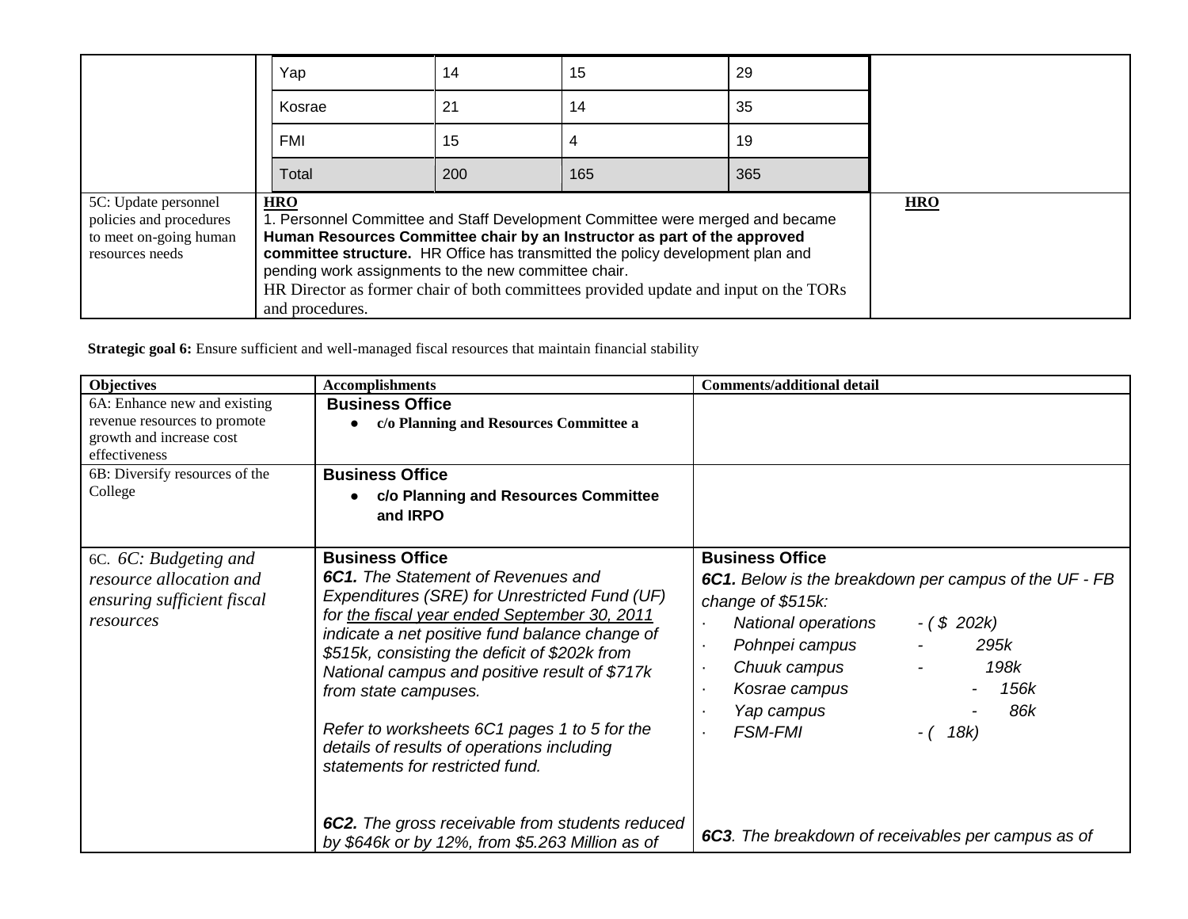| | | | | | |
|---|---|---|---|---|---|
| | Yap | 14 | 15 | 29 | |
| | Kosrae | 21 | 14 | 35 | |
| | FMI | 15 | 4 | 19 | |
| | Total | 200 | 165 | 365 | |
| 5C: Update personnel policies and procedures to meet on-going human resources needs | **HRO**<br>1. Personnel Committee and Staff Development Committee were merged and became **Human Resources Committee chair by an Instructor as part of the approved committee structure.** HR Office has transmitted the policy development plan and pending work assignments to the new committee chair.<br>HR Director as former chair of both committees provided update and input on the TORs and procedures. | | | | **HRO** |

**Strategic goal 6:** Ensure sufficient and well-managed fiscal resources that maintain financial stability

| Objectives | Accomplishments | Comments/additional detail |
|---|---|---|
| 6A: Enhance new and existing revenue resources to promote growth and increase cost effectiveness | **Business Office**<br>● **c/o Planning and Resources Committee a** | |
| 6B: Diversify resources of the College | **Business Office**<br>● **c/o Planning and Resources Committee and IRPO** | |
| 6C. *6C: Budgeting and resource allocation and ensuring sufficient fiscal resources* | **Business Office**<br>***6C1.*** *The Statement of Revenues and Expenditures (SRE) for Unrestricted Fund (UF) for the fiscal year ended September 30, 2011 indicate a net positive fund balance change of $515k, consisting the deficit of $202k from National campus and positive result of $717k from state campuses.*<br><br>*Refer to worksheets 6C1 pages 1 to 5 for the details of results of operations including statements for restricted fund.*<br><br>***6C2.*** *The gross receivable from students reduced by $646k or by 12%, from $5.263 Million as of* | **Business Office**<br>***6C1.*** *Below is the breakdown per campus of the UF - FB change of $515k:*<br>· *National operations - ( $ 202k)*<br>· *Pohnpei campus - 295k*<br>· *Chuuk campus - 198k*<br>· *Kosrae campus - 156k*<br>· *Yap campus - 86k*<br>· *FSM-FMI - ( 18k)*<br><br>***6C3****. The breakdown of receivables per campus as of* |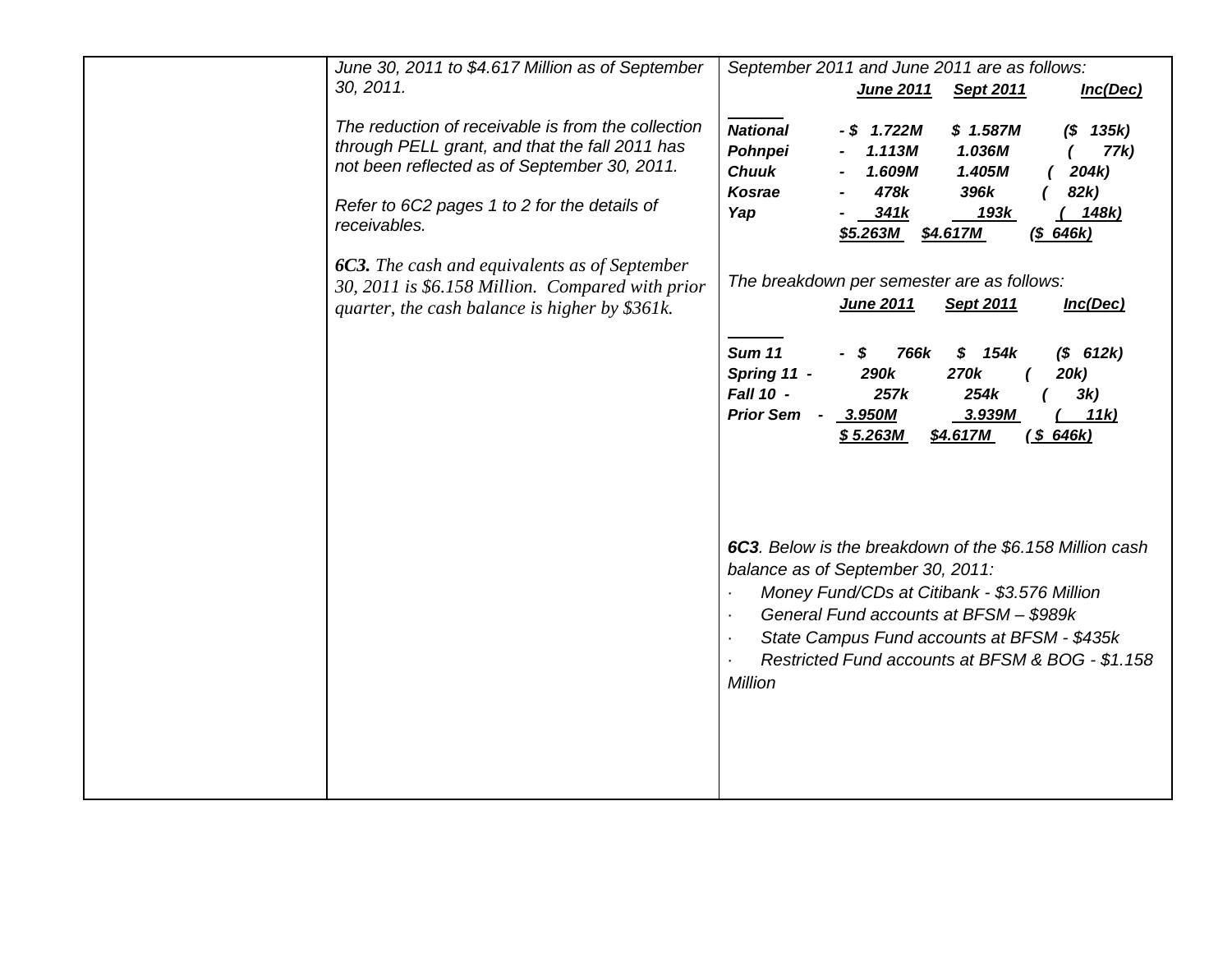| | | |
|---|---|---|
| | June 30, 2011 to $4.617 Million as of September 30, 2011.<br><br>The reduction of receivable is from the collection through PELL grant, and that the fall 2011 has not been reflected as of September 30, 2011.<br><br>Refer to 6C2 pages 1 to 2 for the details of receivables.<br><br>**6C3.** The cash and equivalents as of September 30, 2011 is $6.158 Million. Compared with prior quarter, the cash balance is higher by $361k. | September 2011 and June 2011 are as follows: |

| | June 2011 | Sept 2011 | Inc(Dec) |
|---|---|---|---|
| National | - $ 1.722M | $ 1.587M | ($ 135k) |
| Pohnpei | - 1.113M | 1.036M | ( 77k) |
| Chuuk | - 1.609M | 1.405M | ( 204k) |
| Kosrae | - 478k | 396k | ( 82k) |
| Yap | - 341k | 193k | ( 148k) |
| | $5.263M | $4.617M | ($ 646k) |

The breakdown per semester are as follows:

| | June 2011 | Sept 2011 | Inc(Dec) |
|---|---|---|---|
| Sum 11 | - $ 766k | $ 154k | ($ 612k) |
| Spring 11 - | 290k | 270k | ( 20k) |
| Fall 10 - | 257k | 254k | ( 3k) |
| Prior Sem - | 3.950M | 3.939M | ( 11k) |
| | $ 5.263M | $4.617M | ( $ 646k) |

*6C3. Below is the breakdown of the $6.158 Million cash balance as of September 30, 2011:*

- *Money Fund/CDs at Citibank - $3.576 Million*
- *General Fund accounts at BFSM – $989k*
- *State Campus Fund accounts at BFSM - $435k*
- *Restricted Fund accounts at BFSM & BOG - $1.158 Million*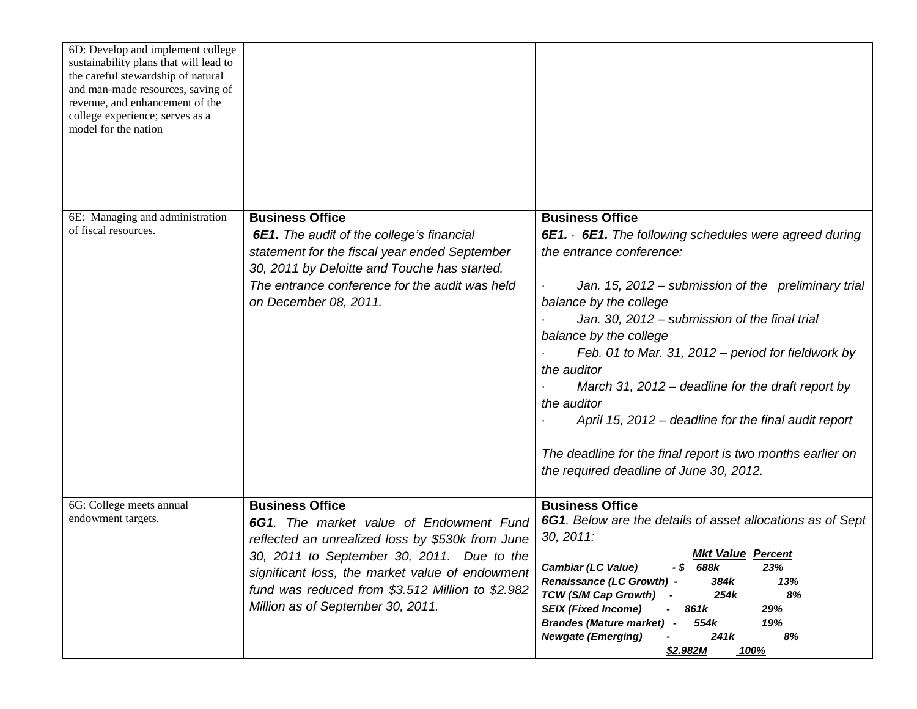| | | |
|---|---|---|
| 6D: Develop and implement college sustainability plans that will lead to the careful stewardship of natural and man-made resources, saving of revenue, and enhancement of the college experience; serves as a model for the nation | | |
| 6E: Managing and administration of fiscal resources. | **Business Office**<br>***6E1.*** *The audit of the college's financial statement for the fiscal year ended September 30, 2011 by Deloitte and Touche has started. The entrance conference for the audit was held on December 08, 2011.* | **Business Office**<br>***6E1.*** · ***6E1.*** *The following schedules were agreed during the entrance conference:*<br><br>· *Jan. 15, 2012 – submission of the preliminary trial balance by the college*<br>· *Jan. 30, 2012 – submission of the final trial balance by the college*<br>· *Feb. 01 to Mar. 31, 2012 – period for fieldwork by the auditor*<br>· *March 31, 2012 – deadline for the draft report by the auditor*<br>· *April 15, 2012 – deadline for the final audit report*<br><br>*The deadline for the final report is two months earlier on the required deadline of June 30, 2012.* |
| 6G: College meets annual endowment targets. | **Business Office**<br>***6G1****. The market value of Endowment Fund reflected an unrealized loss by $530k from June 30, 2011 to September 30, 2011. Due to the significant loss, the market value of endowment fund was reduced from $3.512 Million to $2.982 Million as of September 30, 2011.* | **Business Office**<br>***6G1****. Below are the details of asset allocations as of Sept 30, 2011:*<br><br>***Mkt Value / Percent***<br>***Cambiar (LC Value) - $ 688k — 23%***<br>***Renaissance (LC Growth) - 384k — 13%***<br>***TCW (S/M Cap Growth) - 254k — 8%***<br>***SEIX (Fixed Income) - 861k — 29%***<br>***Brandes (Mature market) - 554k — 19%***<br>***Newgate (Emerging) - 241k — 8%***<br>***$2.982M — 100%*** |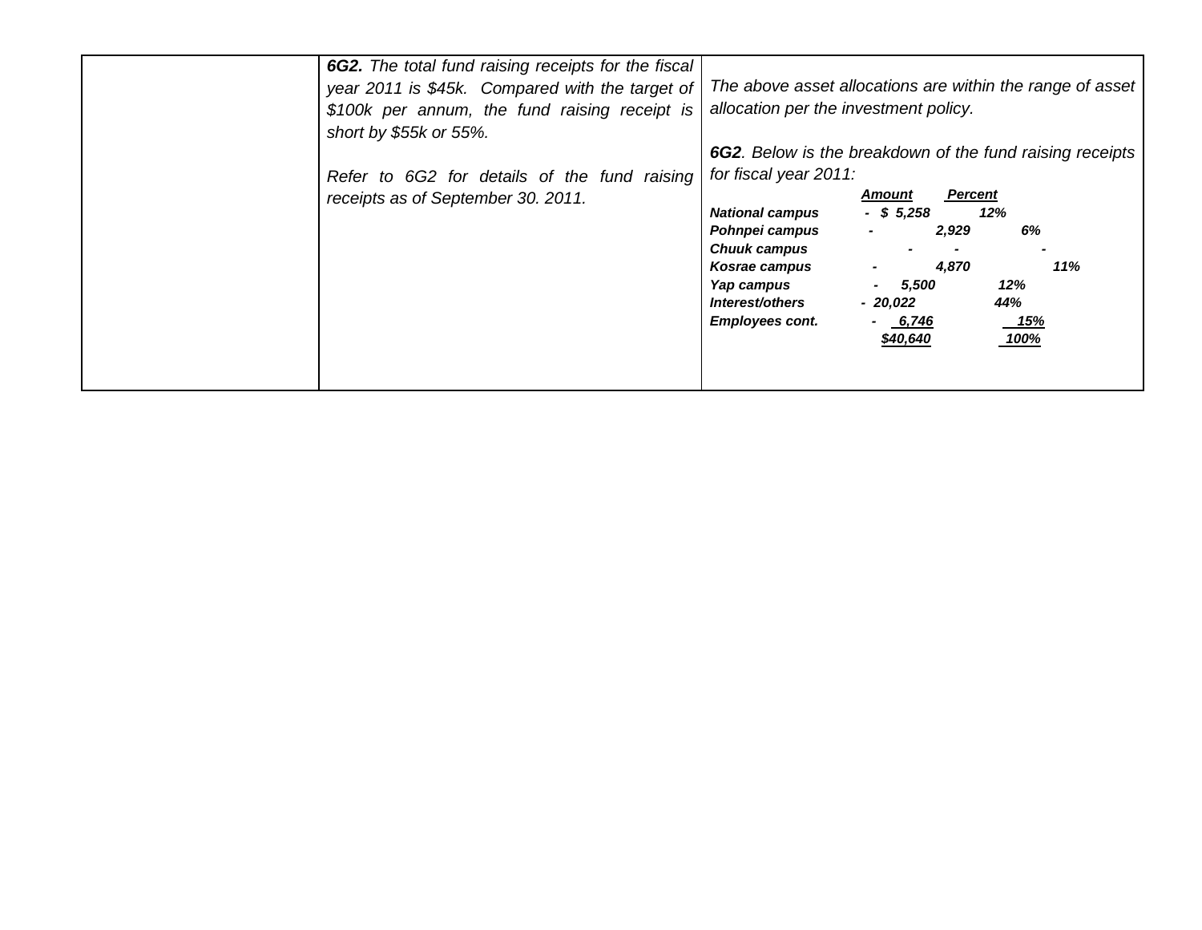| | | |
|---|---|---|
| | ***6G2.*** *The total fund raising receipts for the fiscal year 2011 is $45k. Compared with the target of $100k per annum, the fund raising receipt is short by $55k or 55%.*<br><br>*Refer to 6G2 for details of the fund raising receipts as of September 30. 2011.* | *The above asset allocations are within the range of asset allocation per the investment policy.*<br><br>***6G2****. Below is the breakdown of the fund raising receipts for fiscal year 2011:* |

| | Amount | Percent |
|---|---|---|
| ***National campus*** | ***- $ 5,258*** | ***12%*** |
| ***Pohnpei campus*** | ***- 2,929*** | ***6%*** |
| ***Chuuk campus*** | ***- -*** | ***-*** |
| ***Kosrae campus*** | ***- 4,870*** | ***11%*** |
| ***Yap campus*** | ***- 5,500*** | ***12%*** |
| ***Interest/others*** | ***- 20,022*** | ***44%*** |
| ***Employees cont.*** | ***- 6,746*** | ***15%*** |
| | ***$40,640*** | ***100%*** |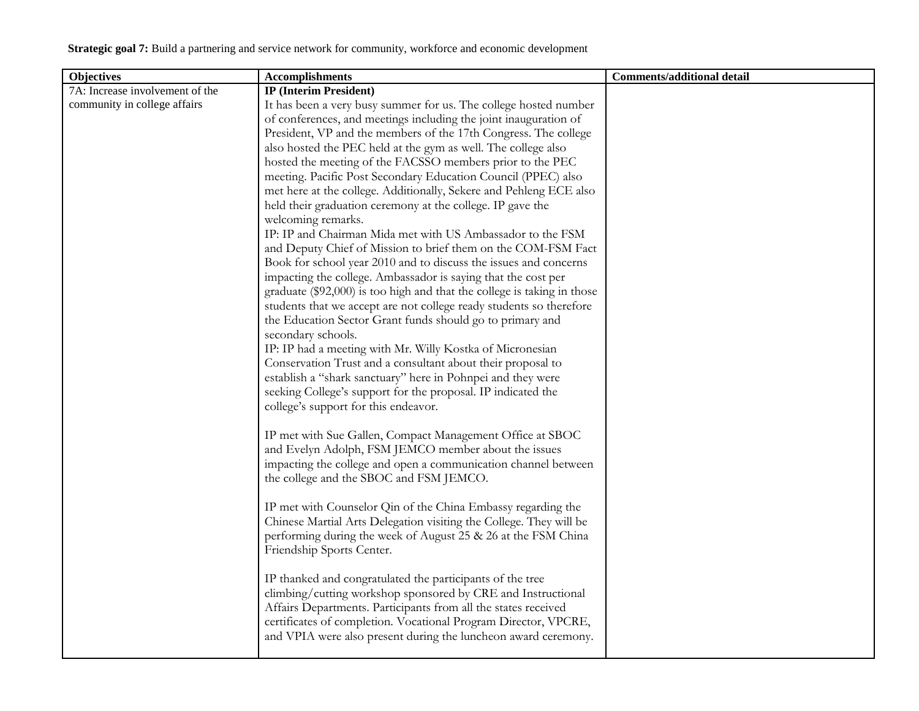**Strategic goal 7:** Build a partnering and service network for community, workforce and economic development

| Objectives | Accomplishments | Comments/additional detail |
|---|---|---|
| 7A: Increase involvement of the community in college affairs | **IP (Interim President)**<br>It has been a very busy summer for us. The college hosted number of conferences, and meetings including the joint inauguration of President, VP and the members of the 17th Congress. The college also hosted the PEC held at the gym as well. The college also hosted the meeting of the FACSSO members prior to the PEC meeting. Pacific Post Secondary Education Council (PPEC) also met here at the college. Additionally, Sekere and Pehleng ECE also held their graduation ceremony at the college. IP gave the welcoming remarks.<br>IP: IP and Chairman Mida met with US Ambassador to the FSM and Deputy Chief of Mission to brief them on the COM-FSM Fact Book for school year 2010 and to discuss the issues and concerns impacting the college. Ambassador is saying that the cost per graduate ($92,000) is too high and that the college is taking in those students that we accept are not college ready students so therefore the Education Sector Grant funds should go to primary and secondary schools.<br>IP: IP had a meeting with Mr. Willy Kostka of Micronesian Conservation Trust and a consultant about their proposal to establish a "shark sanctuary" here in Pohnpei and they were seeking College's support for the proposal. IP indicated the college's support for this endeavor.<br><br>IP met with Sue Gallen, Compact Management Office at SBOC and Evelyn Adolph, FSM JEMCO member about the issues impacting the college and open a communication channel between the college and the SBOC and FSM JEMCO.<br><br>IP met with Counselor Qin of the China Embassy regarding the Chinese Martial Arts Delegation visiting the College. They will be performing during the week of August 25 & 26 at the FSM China Friendship Sports Center.<br><br>IP thanked and congratulated the participants of the tree climbing/cutting workshop sponsored by CRE and Instructional Affairs Departments. Participants from all the states received certificates of completion. Vocational Program Director, VPCRE, and VPIA were also present during the luncheon award ceremony. | |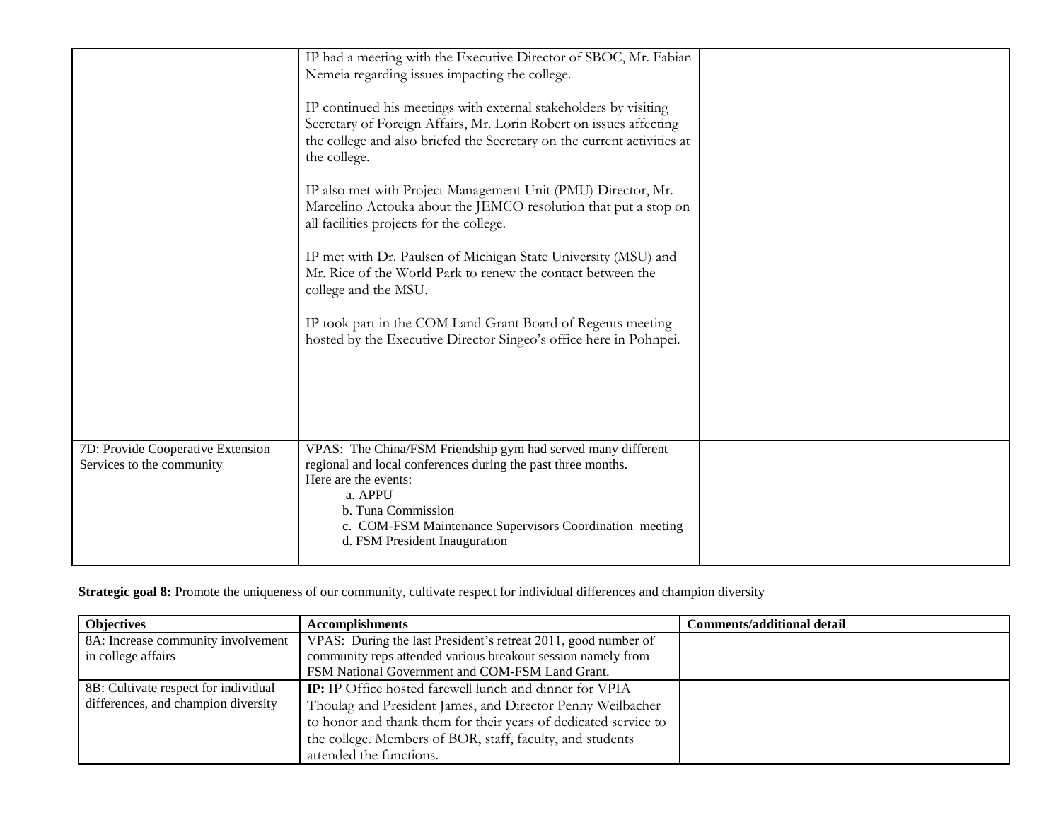| | | |
|---|---|---|
| | IP had a meeting with the Executive Director of SBOC, Mr. Fabian Nemeia regarding issues impacting the college.<br><br>IP continued his meetings with external stakeholders by visiting Secretary of Foreign Affairs, Mr. Lorin Robert on issues affecting the college and also briefed the Secretary on the current activities at the college.<br><br>IP also met with Project Management Unit (PMU) Director, Mr. Marcelino Actouka about the JEMCO resolution that put a stop on all facilities projects for the college.<br><br>IP met with Dr. Paulsen of Michigan State University (MSU) and Mr. Rice of the World Park to renew the contact between the college and the MSU.<br><br>IP took part in the COM Land Grant Board of Regents meeting hosted by the Executive Director Singeo's office here in Pohnpei. | |
| 7D: Provide Cooperative Extension Services to the community | VPAS: The China/FSM Friendship gym had served many different regional and local conferences during the past three months.<br>Here are the events:<br>a. APPU<br>b. Tuna Commission<br>c. COM-FSM Maintenance Supervisors Coordination meeting<br>d. FSM President Inauguration | |

**Strategic goal 8:** Promote the uniqueness of our community, cultivate respect for individual differences and champion diversity

| Objectives | Accomplishments | Comments/additional detail |
|---|---|---|
| 8A: Increase community involvement in college affairs | VPAS: During the last President's retreat 2011, good number of community reps attended various breakout session namely from FSM National Government and COM-FSM Land Grant. | |
| 8B: Cultivate respect for individual differences, and champion diversity | **IP:** IP Office hosted farewell lunch and dinner for VPIA Thoulag and President James, and Director Penny Weilbacher to honor and thank them for their years of dedicated service to the college. Members of BOR, staff, faculty, and students attended the functions. | |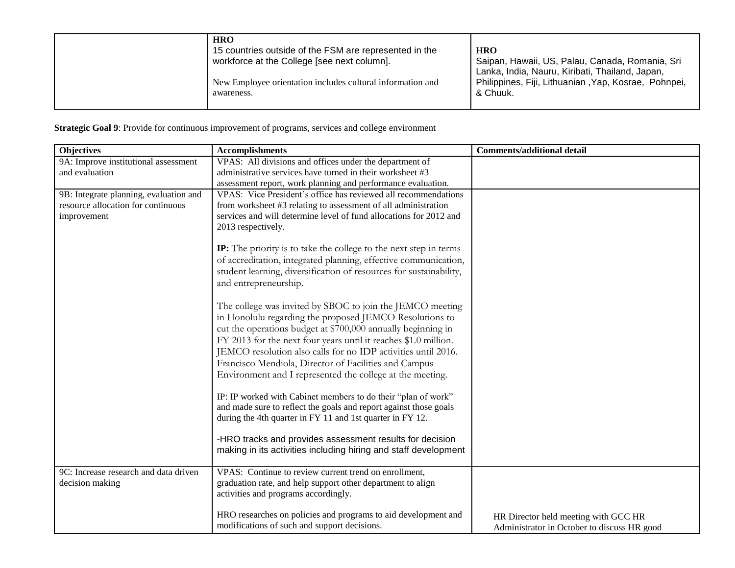|  | **HRO**<br>15 countries outside of the FSM are represented in the workforce at the College [see next column].<br><br>New Employee orientation includes cultural information and awareness. | **HRO**<br>Saipan, Hawaii, US, Palau, Canada, Romania, Sri Lanka, India, Nauru, Kiribati, Thailand, Japan, Philippines, Fiji, Lithuanian ,Yap, Kosrae, Pohnpei, & Chuuk. |
|---|---|---|

**Strategic Goal 9**: Provide for continuous improvement of programs, services and college environment

| Objectives | Accomplishments | Comments/additional detail |
|---|---|---|
| 9A: Improve institutional assessment and evaluation | VPAS: All divisions and offices under the department of administrative services have turned in their worksheet #3 assessment report, work planning and performance evaluation. | |
| 9B: Integrate planning, evaluation and resource allocation for continuous improvement | VPAS: Vice President's office has reviewed all recommendations from worksheet #3 relating to assessment of all administration services and will determine level of fund allocations for 2012 and 2013 respectively.<br><br>**IP:** The priority is to take the college to the next step in terms of accreditation, integrated planning, effective communication, student learning, diversification of resources for sustainability, and entrepreneurship.<br><br>The college was invited by SBOC to join the JEMCO meeting in Honolulu regarding the proposed JEMCO Resolutions to cut the operations budget at $700,000 annually beginning in FY 2013 for the next four years until it reaches $1.0 million. JEMCO resolution also calls for no IDP activities until 2016. Francisco Mendiola, Director of Facilities and Campus Environment and I represented the college at the meeting.<br><br>IP: IP worked with Cabinet members to do their "plan of work" and made sure to reflect the goals and report against those goals during the 4th quarter in FY 11 and 1st quarter in FY 12.<br><br>-HRO tracks and provides assessment results for decision making in its activities including hiring and staff development | |
| 9C: Increase research and data driven decision making | VPAS: Continue to review current trend on enrollment, graduation rate, and help support other department to align activities and programs accordingly.<br><br>HRO researches on policies and programs to aid development and modifications of such and support decisions. | HR Director held meeting with GCC HR Administrator in October to discuss HR good |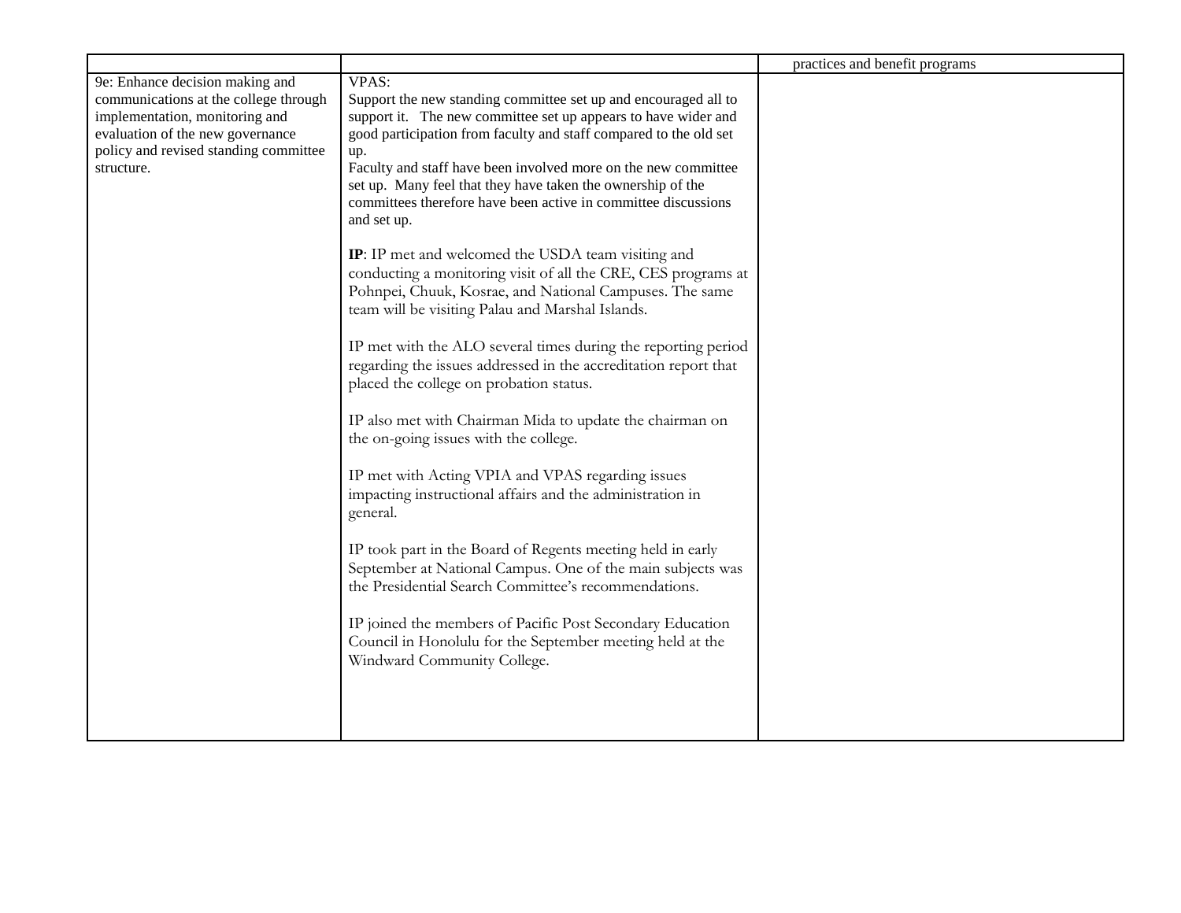| | | |
|---|---|---|
| | | practices and benefit programs |
| 9e: Enhance decision making and communications at the college through implementation, monitoring and evaluation of the new governance policy and revised standing committee structure. | VPAS:<br>Support the new standing committee set up and encouraged all to support it. The new committee set up appears to have wider and good participation from faculty and staff compared to the old set up.<br>Faculty and staff have been involved more on the new committee set up. Many feel that they have taken the ownership of the committees therefore have been active in committee discussions and set up.<br><br>**IP**: IP met and welcomed the USDA team visiting and conducting a monitoring visit of all the CRE, CES programs at Pohnpei, Chuuk, Kosrae, and National Campuses. The same team will be visiting Palau and Marshal Islands.<br><br>IP met with the ALO several times during the reporting period regarding the issues addressed in the accreditation report that placed the college on probation status.<br><br>IP also met with Chairman Mida to update the chairman on the on-going issues with the college.<br><br>IP met with Acting VPIA and VPAS regarding issues impacting instructional affairs and the administration in general.<br><br>IP took part in the Board of Regents meeting held in early September at National Campus. One of the main subjects was the Presidential Search Committee's recommendations.<br><br>IP joined the members of Pacific Post Secondary Education Council in Honolulu for the September meeting held at the Windward Community College. | |